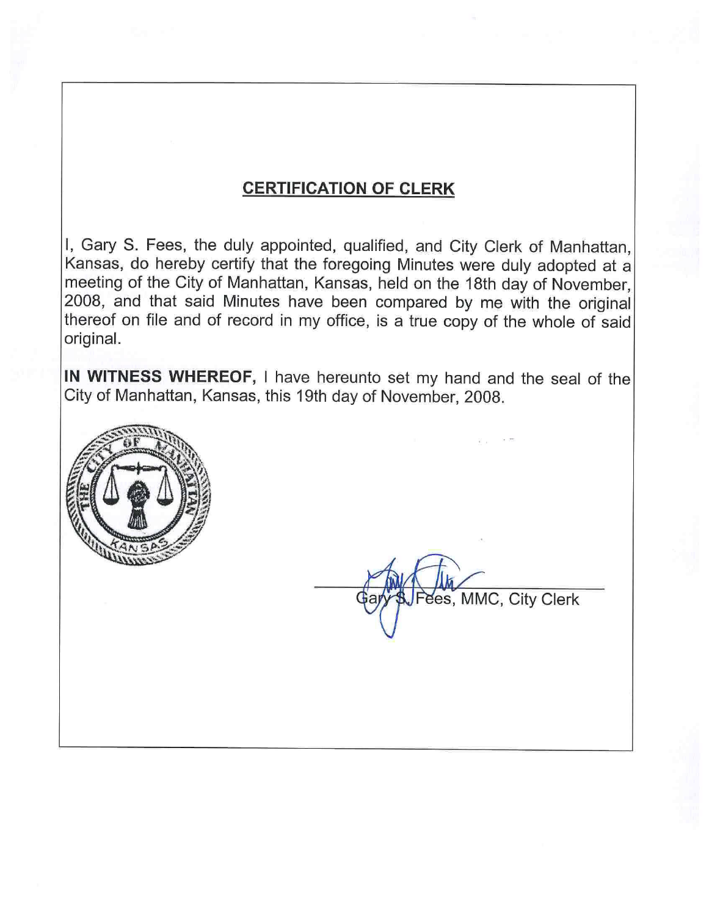## CERTIFICATION OF CLERK

I, Gary S. Fees, the duly appointed, qualified, and City Clerk of Manhattan, Kansas, do hereby certify that the foregoing Minutes were duly adopted at a meeting of the City of Manhattan, Kansas, held on the 18th day of November, 2008, and that said Minutes have been compared by me with the original thereof on file and of record in my office, is a true copy of the whole of said original.

**IN WITNESS WHEREOF,** I have hereunto set my hand and the seal of the City of Manhattan, Kansas, this 19th day of November, 2008.

THE CITY OF MANHATTAN KANSAS

Gary S. Fees, MMC, City Clerk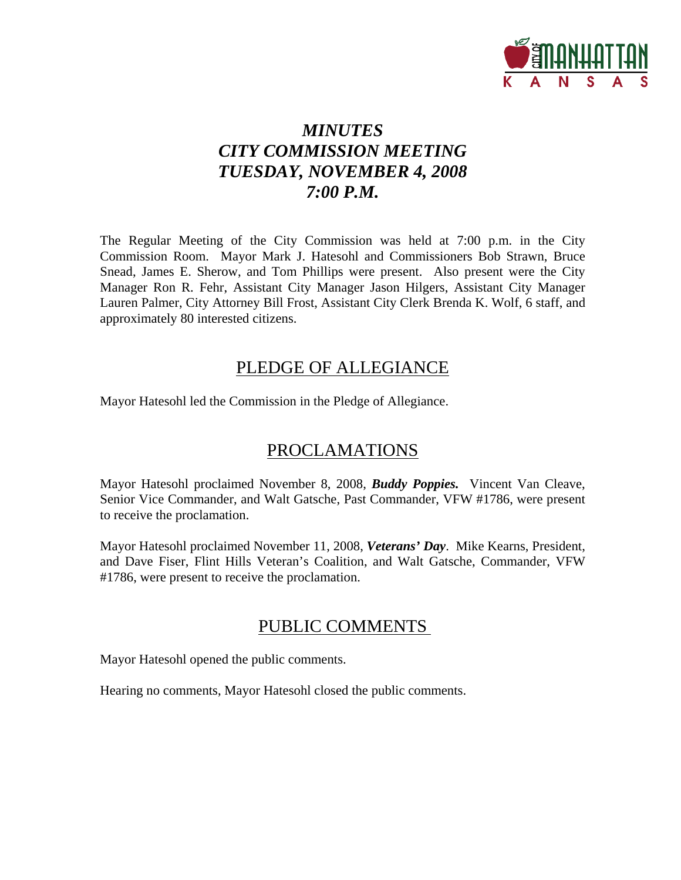# *MINUTES*
# *CITY COMMISSION MEETING*
# *TUESDAY, NOVEMBER 4, 2008*
# *7:00 P.M.*

The Regular Meeting of the City Commission was held at 7:00 p.m. in the City Commission Room. Mayor Mark J. Hatesohl and Commissioners Bob Strawn, Bruce Snead, James E. Sherow, and Tom Phillips were present. Also present were the City Manager Ron R. Fehr, Assistant City Manager Jason Hilgers, Assistant City Manager Lauren Palmer, City Attorney Bill Frost, Assistant City Clerk Brenda K. Wolf, 6 staff, and approximately 80 interested citizens.

## PLEDGE OF ALLEGIANCE

Mayor Hatesohl led the Commission in the Pledge of Allegiance.

## PROCLAMATIONS

Mayor Hatesohl proclaimed November 8, 2008, ***Buddy Poppies.*** Vincent Van Cleave, Senior Vice Commander, and Walt Gatsche, Past Commander, VFW #1786, were present to receive the proclamation.

Mayor Hatesohl proclaimed November 11, 2008, ***Veterans' Day***. Mike Kearns, President, and Dave Fiser, Flint Hills Veteran's Coalition, and Walt Gatsche, Commander, VFW #1786, were present to receive the proclamation.

## PUBLIC COMMENTS

Mayor Hatesohl opened the public comments.

Hearing no comments, Mayor Hatesohl closed the public comments.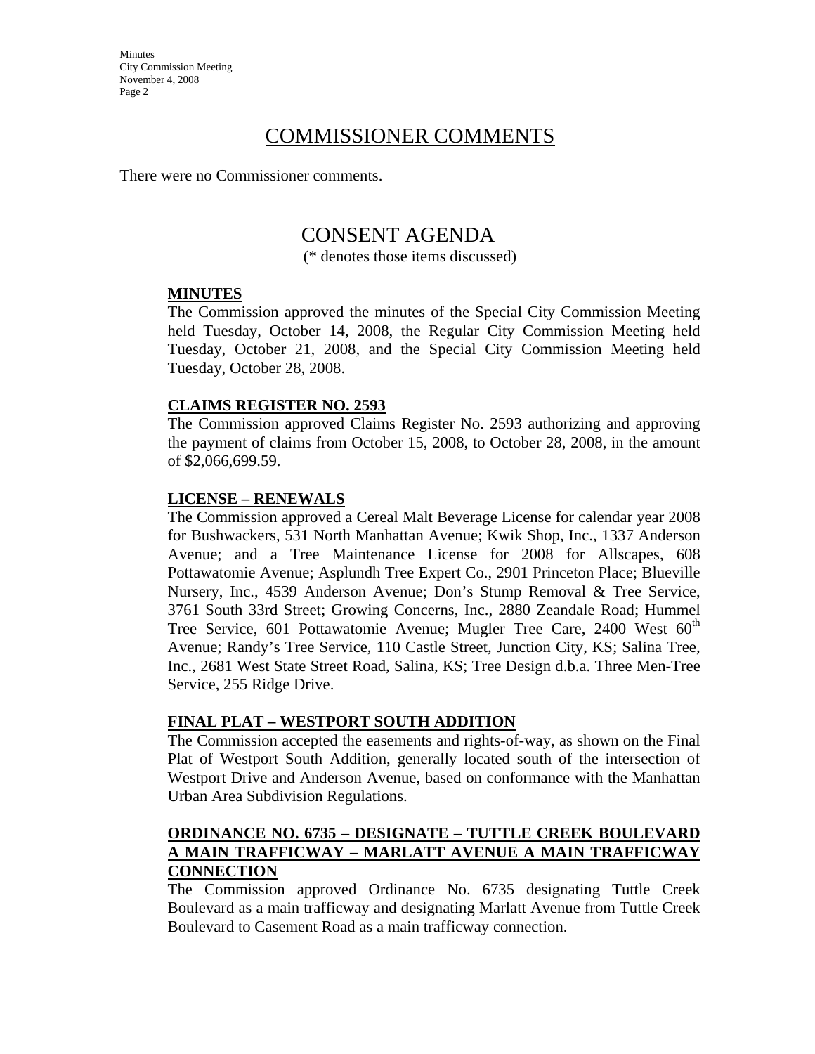## COMMISSIONER COMMENTS

There were no Commissioner comments.

## CONSENT AGENDA

(* denotes those items discussed)

**MINUTES**

The Commission approved the minutes of the Special City Commission Meeting held Tuesday, October 14, 2008, the Regular City Commission Meeting held Tuesday, October 21, 2008, and the Special City Commission Meeting held Tuesday, October 28, 2008.

**CLAIMS REGISTER NO. 2593**

The Commission approved Claims Register No. 2593 authorizing and approving the payment of claims from October 15, 2008, to October 28, 2008, in the amount of $2,066,699.59.

**LICENSE – RENEWALS**

The Commission approved a Cereal Malt Beverage License for calendar year 2008 for Bushwackers, 531 North Manhattan Avenue; Kwik Shop, Inc., 1337 Anderson Avenue; and a Tree Maintenance License for 2008 for Allscapes, 608 Pottawatomie Avenue; Asplundh Tree Expert Co., 2901 Princeton Place; Blueville Nursery, Inc., 4539 Anderson Avenue; Don's Stump Removal & Tree Service, 3761 South 33rd Street; Growing Concerns, Inc., 2880 Zeandale Road; Hummel Tree Service, 601 Pottawatomie Avenue; Mugler Tree Care, 2400 West 60th Avenue; Randy's Tree Service, 110 Castle Street, Junction City, KS; Salina Tree, Inc., 2681 West State Street Road, Salina, KS; Tree Design d.b.a. Three Men-Tree Service, 255 Ridge Drive.

**FINAL PLAT – WESTPORT SOUTH ADDITION**

The Commission accepted the easements and rights-of-way, as shown on the Final Plat of Westport South Addition, generally located south of the intersection of Westport Drive and Anderson Avenue, based on conformance with the Manhattan Urban Area Subdivision Regulations.

**ORDINANCE NO. 6735 – DESIGNATE – TUTTLE CREEK BOULEVARD A MAIN TRAFFICWAY – MARLATT AVENUE A MAIN TRAFFICWAY CONNECTION**

The Commission approved Ordinance No. 6735 designating Tuttle Creek Boulevard as a main trafficway and designating Marlatt Avenue from Tuttle Creek Boulevard to Casement Road as a main trafficway connection.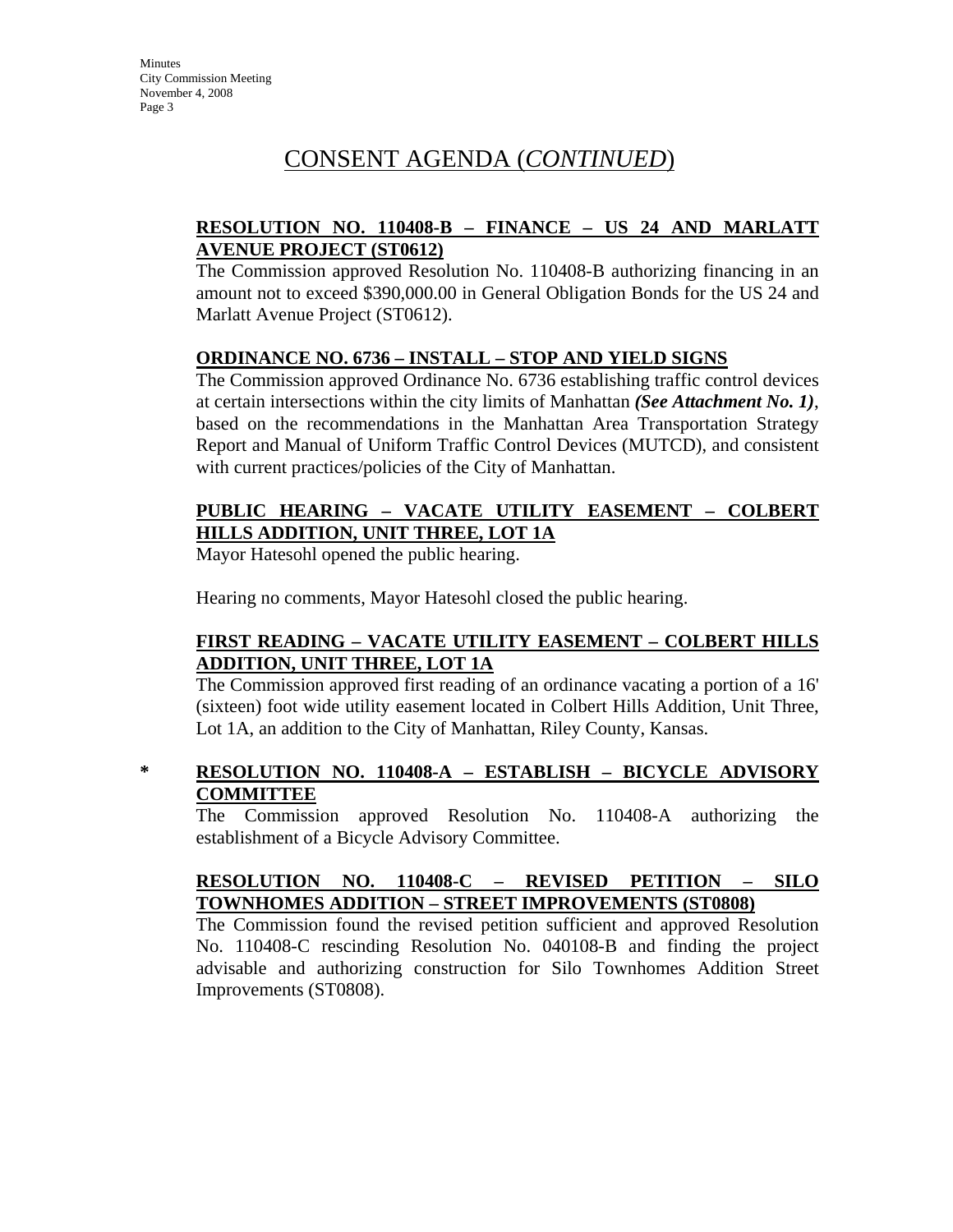# CONSENT AGENDA (*CONTINUED*)

**RESOLUTION NO. 110408-B – FINANCE – US 24 AND MARLATT AVENUE PROJECT (ST0612)**

The Commission approved Resolution No. 110408-B authorizing financing in an amount not to exceed $390,000.00 in General Obligation Bonds for the US 24 and Marlatt Avenue Project (ST0612).

**ORDINANCE NO. 6736 – INSTALL – STOP AND YIELD SIGNS**

The Commission approved Ordinance No. 6736 establishing traffic control devices at certain intersections within the city limits of Manhattan ***(See Attachment No. 1)***, based on the recommendations in the Manhattan Area Transportation Strategy Report and Manual of Uniform Traffic Control Devices (MUTCD), and consistent with current practices/policies of the City of Manhattan.

**PUBLIC HEARING – VACATE UTILITY EASEMENT – COLBERT HILLS ADDITION, UNIT THREE, LOT 1A**

Mayor Hatesohl opened the public hearing.

Hearing no comments, Mayor Hatesohl closed the public hearing.

**FIRST READING – VACATE UTILITY EASEMENT – COLBERT HILLS ADDITION, UNIT THREE, LOT 1A**

The Commission approved first reading of an ordinance vacating a portion of a 16' (sixteen) foot wide utility easement located in Colbert Hills Addition, Unit Three, Lot 1A, an addition to the City of Manhattan, Riley County, Kansas.

\* **RESOLUTION NO. 110408-A – ESTABLISH – BICYCLE ADVISORY COMMITTEE**

The Commission approved Resolution No. 110408-A authorizing the establishment of a Bicycle Advisory Committee.

**RESOLUTION NO. 110408-C – REVISED PETITION – SILO TOWNHOMES ADDITION – STREET IMPROVEMENTS (ST0808)**

The Commission found the revised petition sufficient and approved Resolution No. 110408-C rescinding Resolution No. 040108-B and finding the project advisable and authorizing construction for Silo Townhomes Addition Street Improvements (ST0808).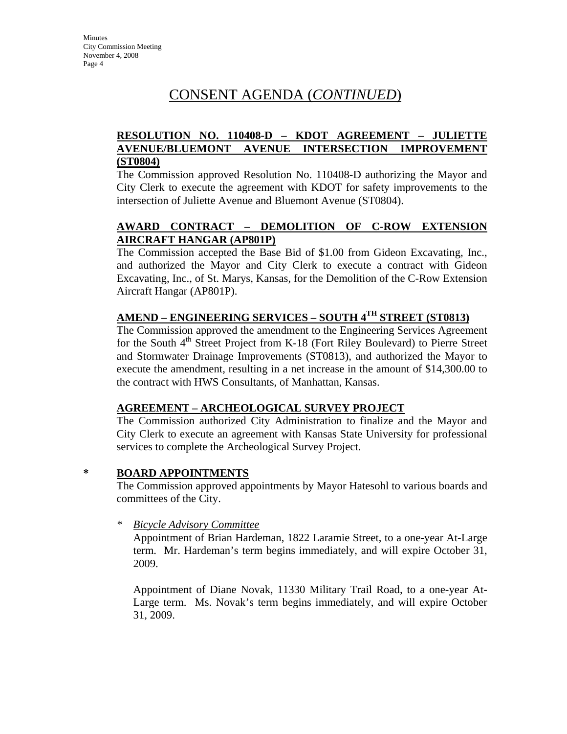## CONSENT AGENDA (*CONTINUED*)

**RESOLUTION NO. 110408-D – KDOT AGREEMENT – JULIETTE AVENUE/BLUEMONT AVENUE INTERSECTION IMPROVEMENT (ST0804)**

The Commission approved Resolution No. 110408-D authorizing the Mayor and City Clerk to execute the agreement with KDOT for safety improvements to the intersection of Juliette Avenue and Bluemont Avenue (ST0804).

**AWARD CONTRACT – DEMOLITION OF C-ROW EXTENSION AIRCRAFT HANGAR (AP801P)**

The Commission accepted the Base Bid of $1.00 from Gideon Excavating, Inc., and authorized the Mayor and City Clerk to execute a contract with Gideon Excavating, Inc., of St. Marys, Kansas, for the Demolition of the C-Row Extension Aircraft Hangar (AP801P).

**AMEND – ENGINEERING SERVICES – SOUTH 4TH STREET (ST0813)**

The Commission approved the amendment to the Engineering Services Agreement for the South 4th Street Project from K-18 (Fort Riley Boulevard) to Pierre Street and Stormwater Drainage Improvements (ST0813), and authorized the Mayor to execute the amendment, resulting in a net increase in the amount of $14,300.00 to the contract with HWS Consultants, of Manhattan, Kansas.

**AGREEMENT – ARCHEOLOGICAL SURVEY PROJECT**

The Commission authorized City Administration to finalize and the Mayor and City Clerk to execute an agreement with Kansas State University for professional services to complete the Archeological Survey Project.

**\* BOARD APPOINTMENTS**

The Commission approved appointments by Mayor Hatesohl to various boards and committees of the City.

\* *Bicycle Advisory Committee*

Appointment of Brian Hardeman, 1822 Laramie Street, to a one-year At-Large term. Mr. Hardeman's term begins immediately, and will expire October 31, 2009.

Appointment of Diane Novak, 11330 Military Trail Road, to a one-year At-Large term. Ms. Novak's term begins immediately, and will expire October 31, 2009.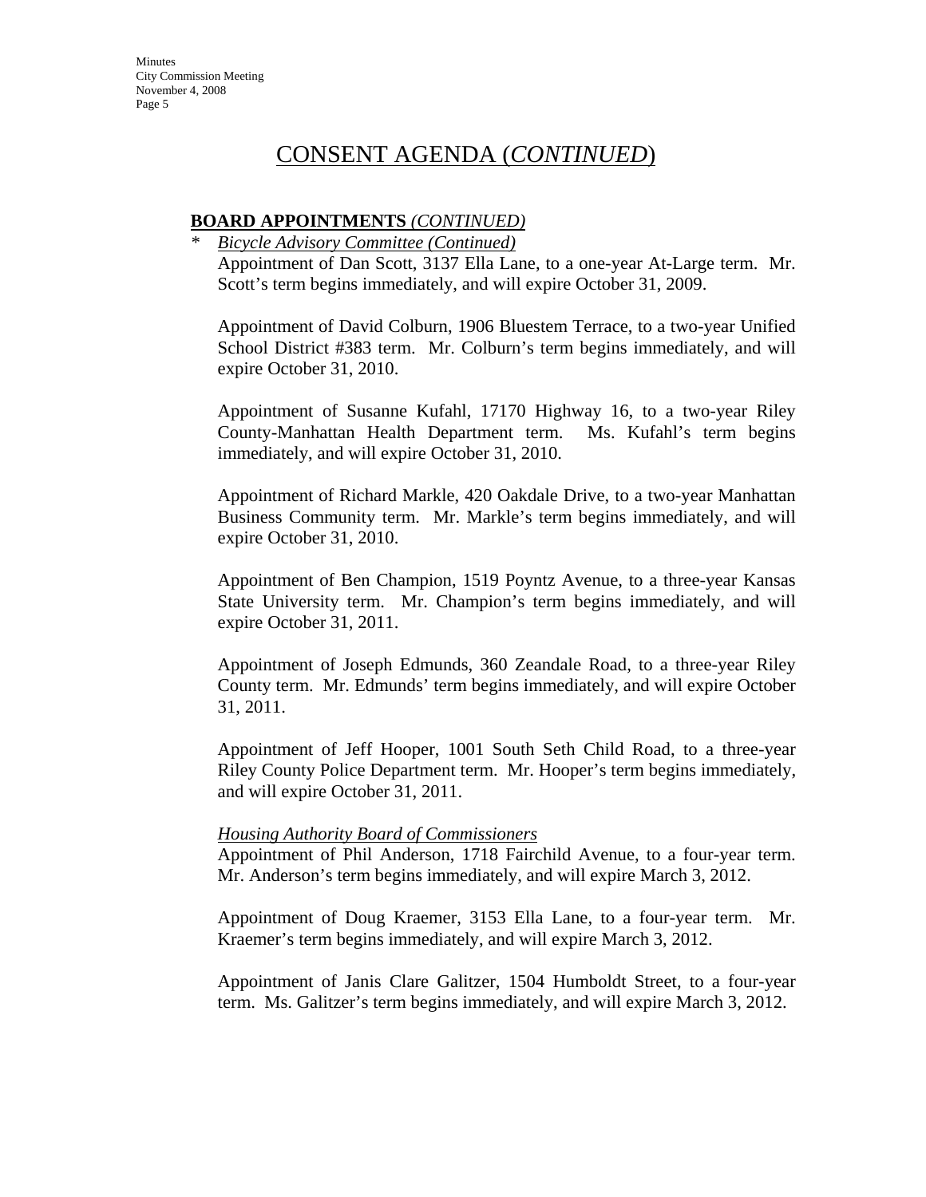# CONSENT AGENDA (*CONTINUED*)

**BOARD APPOINTMENTS** *(CONTINUED)*

\* *Bicycle Advisory Committee (Continued)*

Appointment of Dan Scott, 3137 Ella Lane, to a one-year At-Large term. Mr. Scott's term begins immediately, and will expire October 31, 2009.

Appointment of David Colburn, 1906 Bluestem Terrace, to a two-year Unified School District #383 term. Mr. Colburn's term begins immediately, and will expire October 31, 2010.

Appointment of Susanne Kufahl, 17170 Highway 16, to a two-year Riley County-Manhattan Health Department term. Ms. Kufahl's term begins immediately, and will expire October 31, 2010.

Appointment of Richard Markle, 420 Oakdale Drive, to a two-year Manhattan Business Community term. Mr. Markle's term begins immediately, and will expire October 31, 2010.

Appointment of Ben Champion, 1519 Poyntz Avenue, to a three-year Kansas State University term. Mr. Champion's term begins immediately, and will expire October 31, 2011.

Appointment of Joseph Edmunds, 360 Zeandale Road, to a three-year Riley County term. Mr. Edmunds' term begins immediately, and will expire October 31, 2011.

Appointment of Jeff Hooper, 1001 South Seth Child Road, to a three-year Riley County Police Department term. Mr. Hooper's term begins immediately, and will expire October 31, 2011.

*Housing Authority Board of Commissioners*

Appointment of Phil Anderson, 1718 Fairchild Avenue, to a four-year term. Mr. Anderson's term begins immediately, and will expire March 3, 2012.

Appointment of Doug Kraemer, 3153 Ella Lane, to a four-year term. Mr. Kraemer's term begins immediately, and will expire March 3, 2012.

Appointment of Janis Clare Galitzer, 1504 Humboldt Street, to a four-year term. Ms. Galitzer's term begins immediately, and will expire March 3, 2012.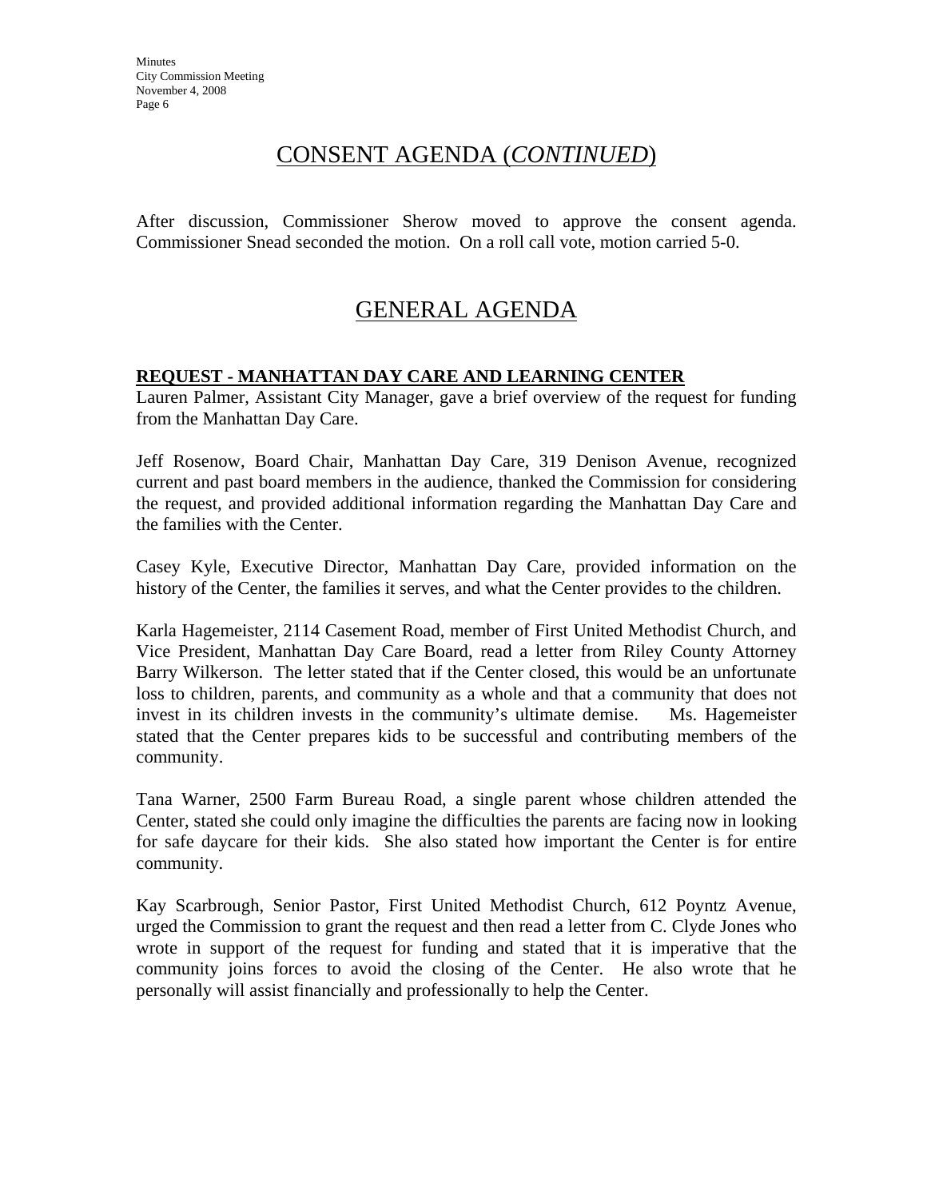## CONSENT AGENDA (*CONTINUED*)

After discussion, Commissioner Sherow moved to approve the consent agenda. Commissioner Snead seconded the motion. On a roll call vote, motion carried 5-0.

## GENERAL AGENDA

**REQUEST - MANHATTAN DAY CARE AND LEARNING CENTER**

Lauren Palmer, Assistant City Manager, gave a brief overview of the request for funding from the Manhattan Day Care.

Jeff Rosenow, Board Chair, Manhattan Day Care, 319 Denison Avenue, recognized current and past board members in the audience, thanked the Commission for considering the request, and provided additional information regarding the Manhattan Day Care and the families with the Center.

Casey Kyle, Executive Director, Manhattan Day Care, provided information on the history of the Center, the families it serves, and what the Center provides to the children.

Karla Hagemeister, 2114 Casement Road, member of First United Methodist Church, and Vice President, Manhattan Day Care Board, read a letter from Riley County Attorney Barry Wilkerson. The letter stated that if the Center closed, this would be an unfortunate loss to children, parents, and community as a whole and that a community that does not invest in its children invests in the community's ultimate demise. Ms. Hagemeister stated that the Center prepares kids to be successful and contributing members of the community.

Tana Warner, 2500 Farm Bureau Road, a single parent whose children attended the Center, stated she could only imagine the difficulties the parents are facing now in looking for safe daycare for their kids. She also stated how important the Center is for entire community.

Kay Scarbrough, Senior Pastor, First United Methodist Church, 612 Poyntz Avenue, urged the Commission to grant the request and then read a letter from C. Clyde Jones who wrote in support of the request for funding and stated that it is imperative that the community joins forces to avoid the closing of the Center. He also wrote that he personally will assist financially and professionally to help the Center.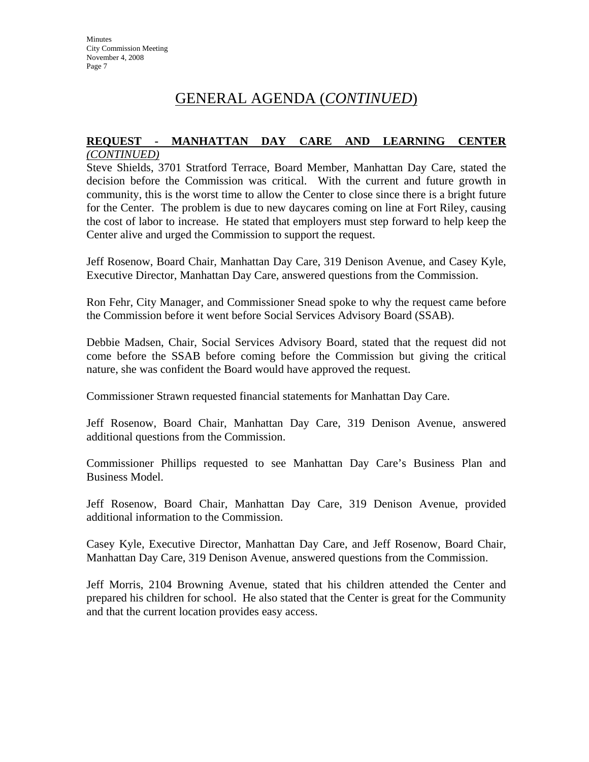# GENERAL AGENDA (*CONTINUED*)

**REQUEST - MANHATTAN DAY CARE AND LEARNING CENTER** *(CONTINUED)*

Steve Shields, 3701 Stratford Terrace, Board Member, Manhattan Day Care, stated the decision before the Commission was critical. With the current and future growth in community, this is the worst time to allow the Center to close since there is a bright future for the Center. The problem is due to new daycares coming on line at Fort Riley, causing the cost of labor to increase. He stated that employers must step forward to help keep the Center alive and urged the Commission to support the request.

Jeff Rosenow, Board Chair, Manhattan Day Care, 319 Denison Avenue, and Casey Kyle, Executive Director, Manhattan Day Care, answered questions from the Commission.

Ron Fehr, City Manager, and Commissioner Snead spoke to why the request came before the Commission before it went before Social Services Advisory Board (SSAB).

Debbie Madsen, Chair, Social Services Advisory Board, stated that the request did not come before the SSAB before coming before the Commission but giving the critical nature, she was confident the Board would have approved the request.

Commissioner Strawn requested financial statements for Manhattan Day Care.

Jeff Rosenow, Board Chair, Manhattan Day Care, 319 Denison Avenue, answered additional questions from the Commission.

Commissioner Phillips requested to see Manhattan Day Care's Business Plan and Business Model.

Jeff Rosenow, Board Chair, Manhattan Day Care, 319 Denison Avenue, provided additional information to the Commission.

Casey Kyle, Executive Director, Manhattan Day Care, and Jeff Rosenow, Board Chair, Manhattan Day Care, 319 Denison Avenue, answered questions from the Commission.

Jeff Morris, 2104 Browning Avenue, stated that his children attended the Center and prepared his children for school. He also stated that the Center is great for the Community and that the current location provides easy access.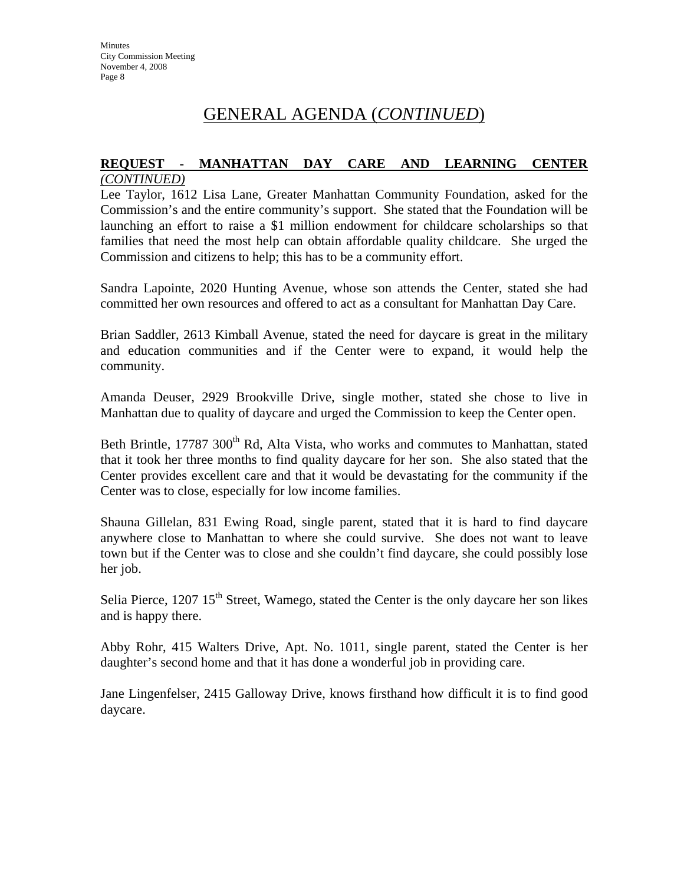# GENERAL AGENDA (*CONTINUED*)

**REQUEST - MANHATTAN DAY CARE AND LEARNING CENTER** *(CONTINUED)*

Lee Taylor, 1612 Lisa Lane, Greater Manhattan Community Foundation, asked for the Commission's and the entire community's support. She stated that the Foundation will be launching an effort to raise a $1 million endowment for childcare scholarships so that families that need the most help can obtain affordable quality childcare. She urged the Commission and citizens to help; this has to be a community effort.

Sandra Lapointe, 2020 Hunting Avenue, whose son attends the Center, stated she had committed her own resources and offered to act as a consultant for Manhattan Day Care.

Brian Saddler, 2613 Kimball Avenue, stated the need for daycare is great in the military and education communities and if the Center were to expand, it would help the community.

Amanda Deuser, 2929 Brookville Drive, single mother, stated she chose to live in Manhattan due to quality of daycare and urged the Commission to keep the Center open.

Beth Brintle, 17787 300th Rd, Alta Vista, who works and commutes to Manhattan, stated that it took her three months to find quality daycare for her son. She also stated that the Center provides excellent care and that it would be devastating for the community if the Center was to close, especially for low income families.

Shauna Gillelan, 831 Ewing Road, single parent, stated that it is hard to find daycare anywhere close to Manhattan to where she could survive. She does not want to leave town but if the Center was to close and she couldn't find daycare, she could possibly lose her job.

Selia Pierce, 1207 15th Street, Wamego, stated the Center is the only daycare her son likes and is happy there.

Abby Rohr, 415 Walters Drive, Apt. No. 1011, single parent, stated the Center is her daughter's second home and that it has done a wonderful job in providing care.

Jane Lingenfelser, 2415 Galloway Drive, knows firsthand how difficult it is to find good daycare.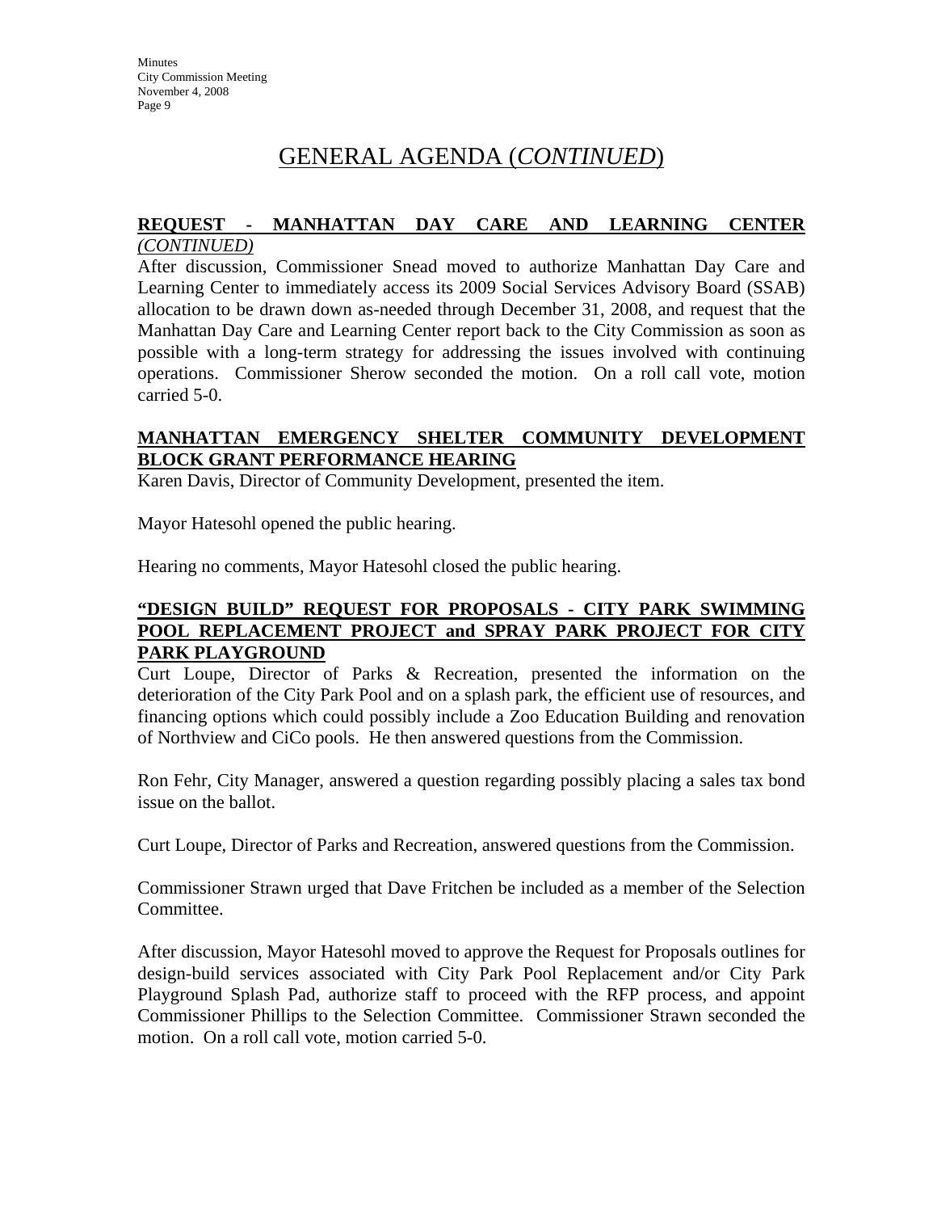# GENERAL AGENDA (*CONTINUED*)

**REQUEST - MANHATTAN DAY CARE AND LEARNING CENTER** *(CONTINUED)*

After discussion, Commissioner Snead moved to authorize Manhattan Day Care and Learning Center to immediately access its 2009 Social Services Advisory Board (SSAB) allocation to be drawn down as-needed through December 31, 2008, and request that the Manhattan Day Care and Learning Center report back to the City Commission as soon as possible with a long-term strategy for addressing the issues involved with continuing operations. Commissioner Sherow seconded the motion. On a roll call vote, motion carried 5-0.

**MANHATTAN EMERGENCY SHELTER COMMUNITY DEVELOPMENT BLOCK GRANT PERFORMANCE HEARING**

Karen Davis, Director of Community Development, presented the item.

Mayor Hatesohl opened the public hearing.

Hearing no comments, Mayor Hatesohl closed the public hearing.

**"DESIGN BUILD" REQUEST FOR PROPOSALS - CITY PARK SWIMMING POOL REPLACEMENT PROJECT and SPRAY PARK PROJECT FOR CITY PARK PLAYGROUND**

Curt Loupe, Director of Parks & Recreation, presented the information on the deterioration of the City Park Pool and on a splash park, the efficient use of resources, and financing options which could possibly include a Zoo Education Building and renovation of Northview and CiCo pools. He then answered questions from the Commission.

Ron Fehr, City Manager, answered a question regarding possibly placing a sales tax bond issue on the ballot.

Curt Loupe, Director of Parks and Recreation, answered questions from the Commission.

Commissioner Strawn urged that Dave Fritchen be included as a member of the Selection Committee.

After discussion, Mayor Hatesohl moved to approve the Request for Proposals outlines for design-build services associated with City Park Pool Replacement and/or City Park Playground Splash Pad, authorize staff to proceed with the RFP process, and appoint Commissioner Phillips to the Selection Committee. Commissioner Strawn seconded the motion. On a roll call vote, motion carried 5-0.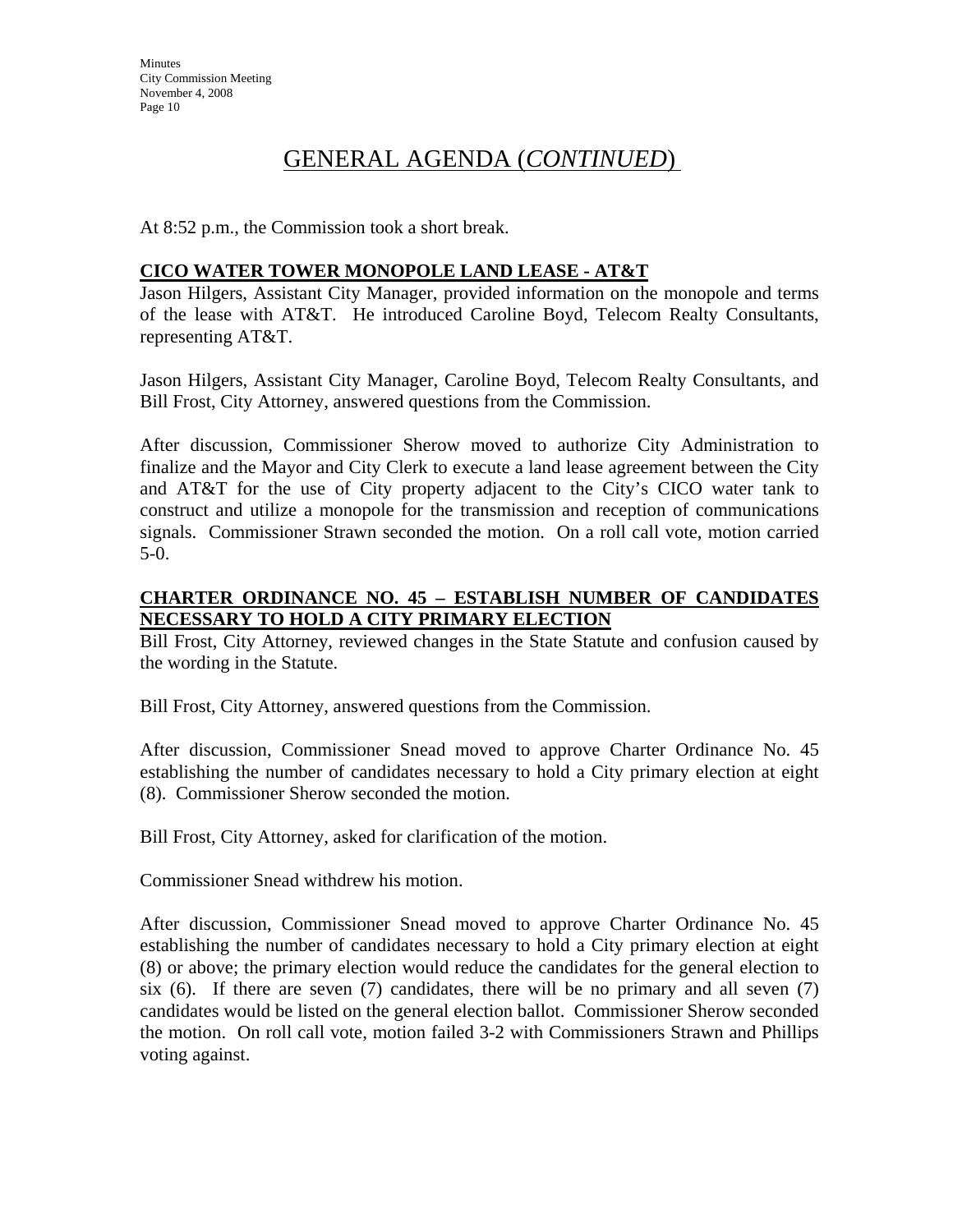# GENERAL AGENDA (*CONTINUED*)

At 8:52 p.m., the Commission took a short break.

**CICO WATER TOWER MONOPOLE LAND LEASE - AT&T**

Jason Hilgers, Assistant City Manager, provided information on the monopole and terms of the lease with AT&T. He introduced Caroline Boyd, Telecom Realty Consultants, representing AT&T.

Jason Hilgers, Assistant City Manager, Caroline Boyd, Telecom Realty Consultants, and Bill Frost, City Attorney, answered questions from the Commission.

After discussion, Commissioner Sherow moved to authorize City Administration to finalize and the Mayor and City Clerk to execute a land lease agreement between the City and AT&T for the use of City property adjacent to the City's CICO water tank to construct and utilize a monopole for the transmission and reception of communications signals. Commissioner Strawn seconded the motion. On a roll call vote, motion carried 5-0.

**CHARTER ORDINANCE NO. 45 – ESTABLISH NUMBER OF CANDIDATES NECESSARY TO HOLD A CITY PRIMARY ELECTION**

Bill Frost, City Attorney, reviewed changes in the State Statute and confusion caused by the wording in the Statute.

Bill Frost, City Attorney, answered questions from the Commission.

After discussion, Commissioner Snead moved to approve Charter Ordinance No. 45 establishing the number of candidates necessary to hold a City primary election at eight (8). Commissioner Sherow seconded the motion.

Bill Frost, City Attorney, asked for clarification of the motion.

Commissioner Snead withdrew his motion.

After discussion, Commissioner Snead moved to approve Charter Ordinance No. 45 establishing the number of candidates necessary to hold a City primary election at eight (8) or above; the primary election would reduce the candidates for the general election to six (6). If there are seven (7) candidates, there will be no primary and all seven (7) candidates would be listed on the general election ballot. Commissioner Sherow seconded the motion. On roll call vote, motion failed 3-2 with Commissioners Strawn and Phillips voting against.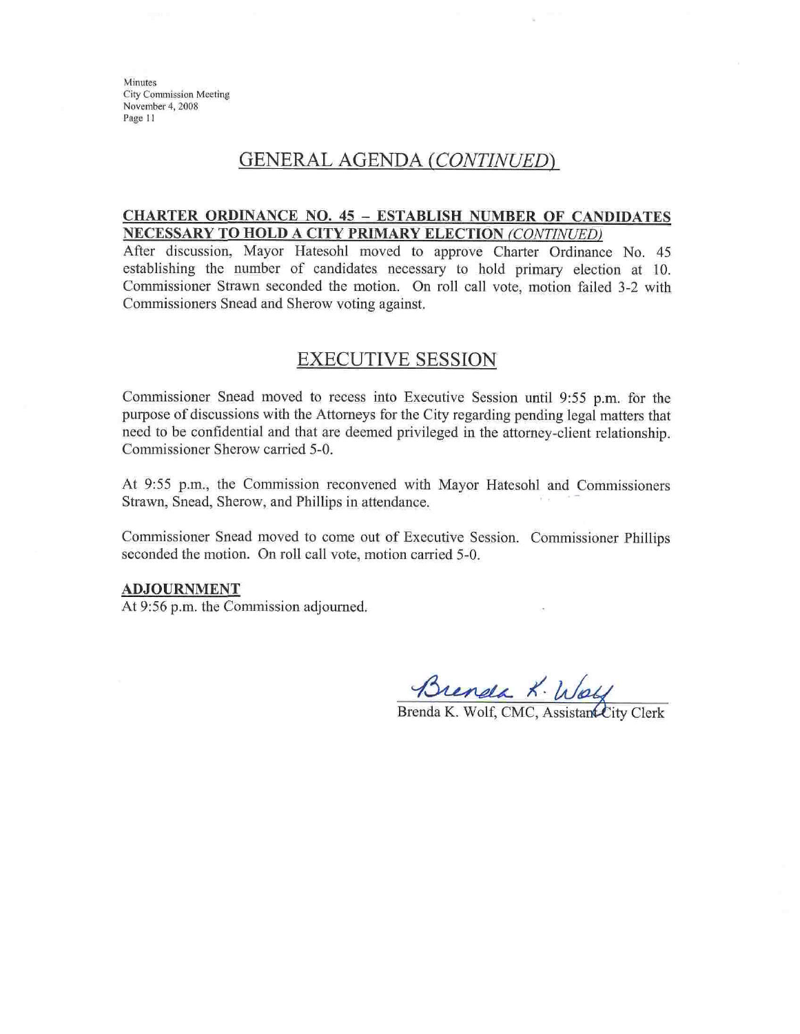## GENERAL AGENDA *(CONTINUED)*

**CHARTER ORDINANCE NO. 45 – ESTABLISH NUMBER OF CANDIDATES NECESSARY TO HOLD A CITY PRIMARY ELECTION** ***(CONTINUED)***

After discussion, Mayor Hatesohl moved to approve Charter Ordinance No. 45 establishing the number of candidates necessary to hold primary election at 10. Commissioner Strawn seconded the motion. On roll call vote, motion failed 3-2 with Commissioners Snead and Sherow voting against.

## EXECUTIVE SESSION

Commissioner Snead moved to recess into Executive Session until 9:55 p.m. for the purpose of discussions with the Attorneys for the City regarding pending legal matters that need to be confidential and that are deemed privileged in the attorney-client relationship. Commissioner Sherow carried 5-0.

At 9:55 p.m., the Commission reconvened with Mayor Hatesohl and Commissioners Strawn, Snead, Sherow, and Phillips in attendance.

Commissioner Snead moved to come out of Executive Session. Commissioner Phillips seconded the motion. On roll call vote, motion carried 5-0.

**ADJOURNMENT**

At 9:56 p.m. the Commission adjourned.

Brenda K. Wolf

Brenda K. Wolf, CMC, Assistant City Clerk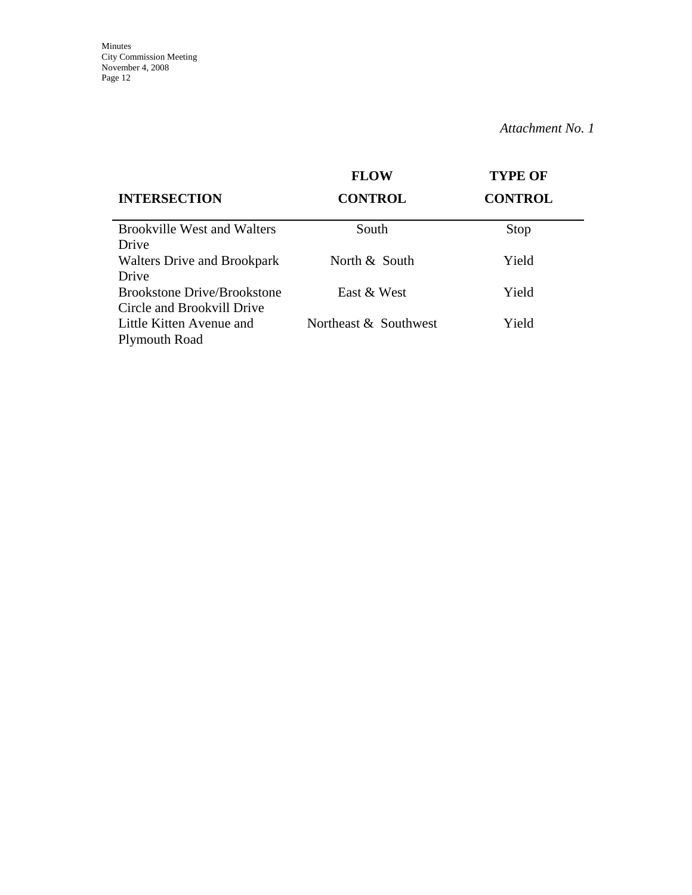*Attachment No. 1*

| INTERSECTION | FLOW CONTROL | TYPE OF CONTROL |
|---|---|---|
| Brookville West and Walters Drive | South | Stop |
| Walters Drive and Brookpark Drive | North & South | Yield |
| Brookstone Drive/Brookstone Circle and Brookvill Drive | East & West | Yield |
| Little Kitten Avenue and Plymouth Road | Northeast & Southwest | Yield |